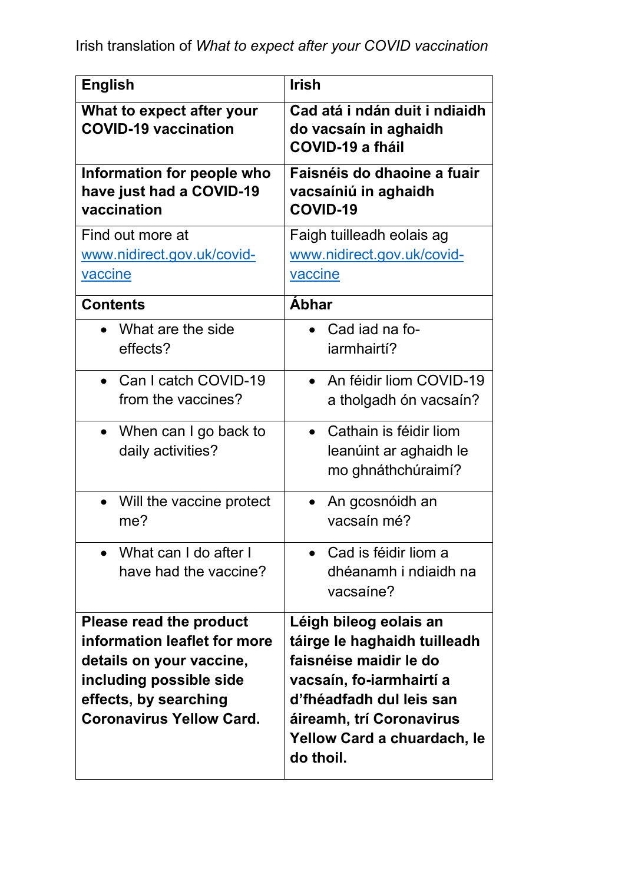Irish translation of *What to expect after your COVID vaccination*

| English | Irish |
|---|---|
| **What to expect after your COVID-19 vaccination** | **Cad atá i ndán duit i ndiaidh do vacsaín in aghaidh COVID-19 a fháil** |
| **Information for people who have just had a COVID-19 vaccination** | **Faisnéis do dhaoine a fuair vacsaíniú in aghaidh COVID-19** |
| Find out more at [www.nidirect.gov.uk/covid-vaccine](www.nidirect.gov.uk/covid-vaccine) | Faigh tuilleadh eolais ag [www.nidirect.gov.uk/covid-vaccine](www.nidirect.gov.uk/covid-vaccine) |
| **Contents** | **Ábhar** |
| • What are the side effects? | • Cad iad na fo-iarmhairtí? |
| • Can I catch COVID-19 from the vaccines? | • An féidir liom COVID-19 a tholgadh ón vacsaín? |
| • When can I go back to daily activities? | • Cathain is féidir liom leanúint ar aghaidh le mo ghnáthchúraimí? |
| • Will the vaccine protect me? | • An gcosnóidh an vacsaín mé? |
| • What can I do after I have had the vaccine? | • Cad is féidir liom a dhéanamh i ndiaidh na vacsaíne? |
| **Please read the product information leaflet for more details on your vaccine, including possible side effects, by searching Coronavirus Yellow Card.** | **Léigh bileog eolais an táirge le haghaidh tuilleadh faisnéise maidir le do vacsaín, fo-iarmhairtí a d'fhéadfadh dul leis san áireamh, trí Coronavirus Yellow Card a chuardach, le do thoil.** |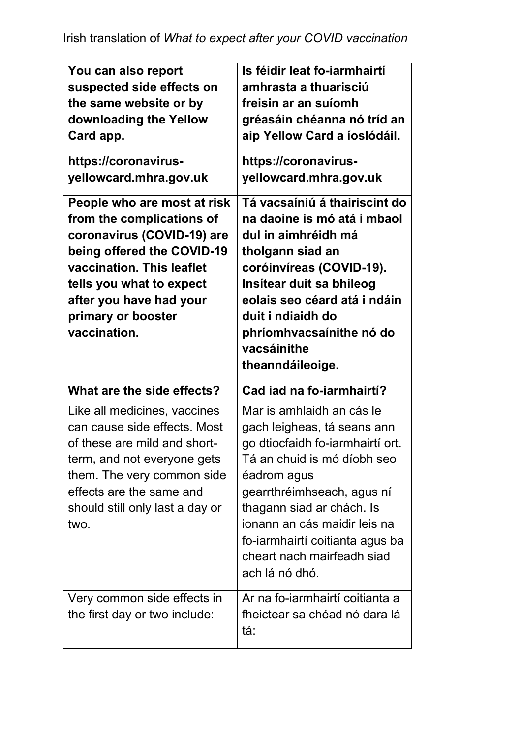Irish translation of *What to expect after your COVID vaccination*

| **You can also report suspected side effects on the same website or by downloading the Yellow Card app.** | **Is féidir leat fo-iarmhairtí amhrasta a thuarisciú freisin ar an suíomh gréasáin chéanna nó tríd an aip Yellow Card a íoslódáil.** |
|---|---|
| **https://coronavirus-yellowcard.mhra.gov.uk** | **https://coronavirus-yellowcard.mhra.gov.uk** |
| **People who are most at risk from the complications of coronavirus (COVID-19) are being offered the COVID-19 vaccination. This leaflet tells you what to expect after you have had your primary or booster vaccination.** | **Tá vacsaíniú á thairiscint do na daoine is mó atá i mbaol dul in aimhréidh má tholgann siad an coróinvíreas (COVID-19). Insítear duit sa bhileog eolais seo céard atá i ndáin duit i ndiaidh do phríomhvacsaínithe nó do vacsáinithe theanndáileoige.** |
| **What are the side effects?** | **Cad iad na fo-iarmhairtí?** |
| Like all medicines, vaccines can cause side effects. Most of these are mild and short-term, and not everyone gets them. The very common side effects are the same and should still only last a day or two. | Mar is amhlaidh an cás le gach leigheas, tá seans ann go dtiocfaidh fo-iarmhairtí ort. Tá an chuid is mó díobh seo éadrom agus gearrthréimhseach, agus ní thagann siad ar chách. Is ionann an cás maidir leis na fo-iarmhairtí coitianta agus ba cheart nach mairfeadh siad ach lá nó dhó. |
| Very common side effects in the first day or two include: | Ar na fo-iarmhairtí coitianta a fheictear sa chéad nó dara lá tá: |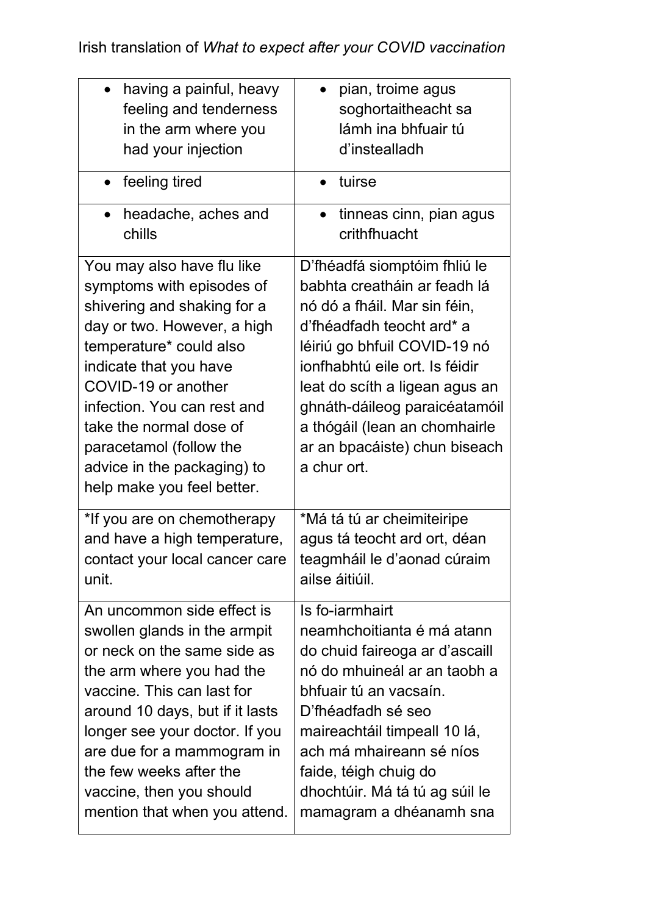Irish translation of *What to expect after your COVID vaccination*

| | |
|---|---|
| • having a painful, heavy feeling and tenderness in the arm where you had your injection | • pian, troime agus soghortaitheacht sa lámh ina bhfuair tú d'instealladh |
| • feeling tired | • tuirse |
| • headache, aches and chills | • tinneas cinn, pian agus crithfhuacht |
| You may also have flu like symptoms with episodes of shivering and shaking for a day or two. However, a high temperature* could also indicate that you have COVID-19 or another infection. You can rest and take the normal dose of paracetamol (follow the advice in the packaging) to help make you feel better. | D'fhéadfá siomptóim fhliú le babhta creatháin ar feadh lá nó dó a fháil. Mar sin féin, d'fhéadfadh teocht ard* a léiriú go bhfuil COVID-19 nó ionfhabhtú eile ort. Is féidir leat do scíth a ligean agus an ghnáth-dáileog paraicéatamóil a thógáil (lean an chomhairle ar an bpacáiste) chun biseach a chur ort. |
| *If you are on chemotherapy and have a high temperature, contact your local cancer care unit. | *Má tá tú ar cheimiteiripe agus tá teocht ard ort, déan teagmháil le d'aonad cúraim ailse áitiúil. |
| An uncommon side effect is swollen glands in the armpit or neck on the same side as the arm where you had the vaccine. This can last for around 10 days, but if it lasts longer see your doctor. If you are due for a mammogram in the few weeks after the vaccine, then you should mention that when you attend. | Is fo-iarmhairt neamhchoitianta é má atann do chuid faireoga ar d'ascaill nó do mhuineál ar an taobh a bhfuair tú an vacsaín. D'fhéadfadh sé seo maireachtáil timpeall 10 lá, ach má mhaireann sé níos faide, téigh chuig do dhochtúir. Má tá tú ag súil le mamagram a dhéanamh sna |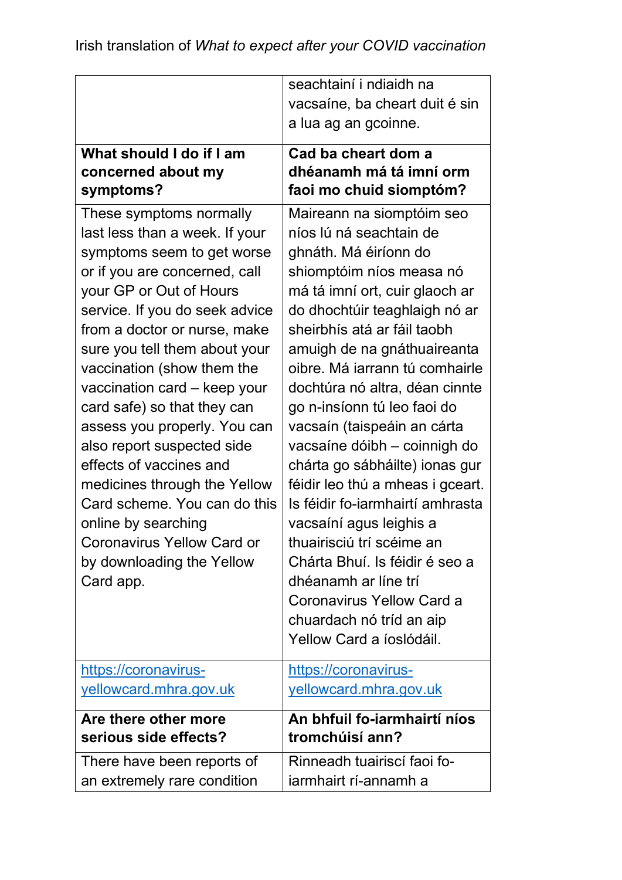| | |
|---|---|
| | seachtainí i ndiaidh na vacsaíne, ba cheart duit é sin a lua ag an gcoinne. |
| **What should I do if I am concerned about my symptoms?** | **Cad ba cheart dom a dhéanamh má tá imní orm faoi mo chuid siomptóm?** |
| These symptoms normally last less than a week. If your symptoms seem to get worse or if you are concerned, call your GP or Out of Hours service. If you do seek advice from a doctor or nurse, make sure you tell them about your vaccination (show them the vaccination card – keep your card safe) so that they can assess you properly. You can also report suspected side effects of vaccines and medicines through the Yellow Card scheme. You can do this online by searching Coronavirus Yellow Card or by downloading the Yellow Card app. | Maireann na siomptóim seo níos lú ná seachtain de ghnáth. Má éiríonn do shiomptóim níos measa nó má tá imní ort, cuir glaoch ar do dhochtúir teaghlaigh nó ar sheirbhís atá ar fáil taobh amuigh de na gnáthuaireanta oibre. Má iarrann tú comhairle dochtúra nó altra, déan cinnte go n-insíonn tú leo faoi do vacsaín (taispeáin an cárta vacsaíne dóibh – coinnigh do chárta go sábháilte) ionas gur féidir leo thú a mheas i gceart. Is féidir fo-iarmhairtí amhrasta vacsaíní agus leighis a thuairisciú trí scéime an Chárta Bhuí. Is féidir é seo a dhéanamh ar líne trí Coronavirus Yellow Card a chuardach nó tríd an aip Yellow Card a íoslódáil. |
| https://coronavirus-yellowcard.mhra.gov.uk | https://coronavirus-yellowcard.mhra.gov.uk |
| **Are there other more serious side effects?** | **An bhfuil fo-iarmhairtí níos tromchúísí ann?** |
| There have been reports of an extremely rare condition | Rinneadh tuairiscí faoi fo-iarmhairt rí-annamh a |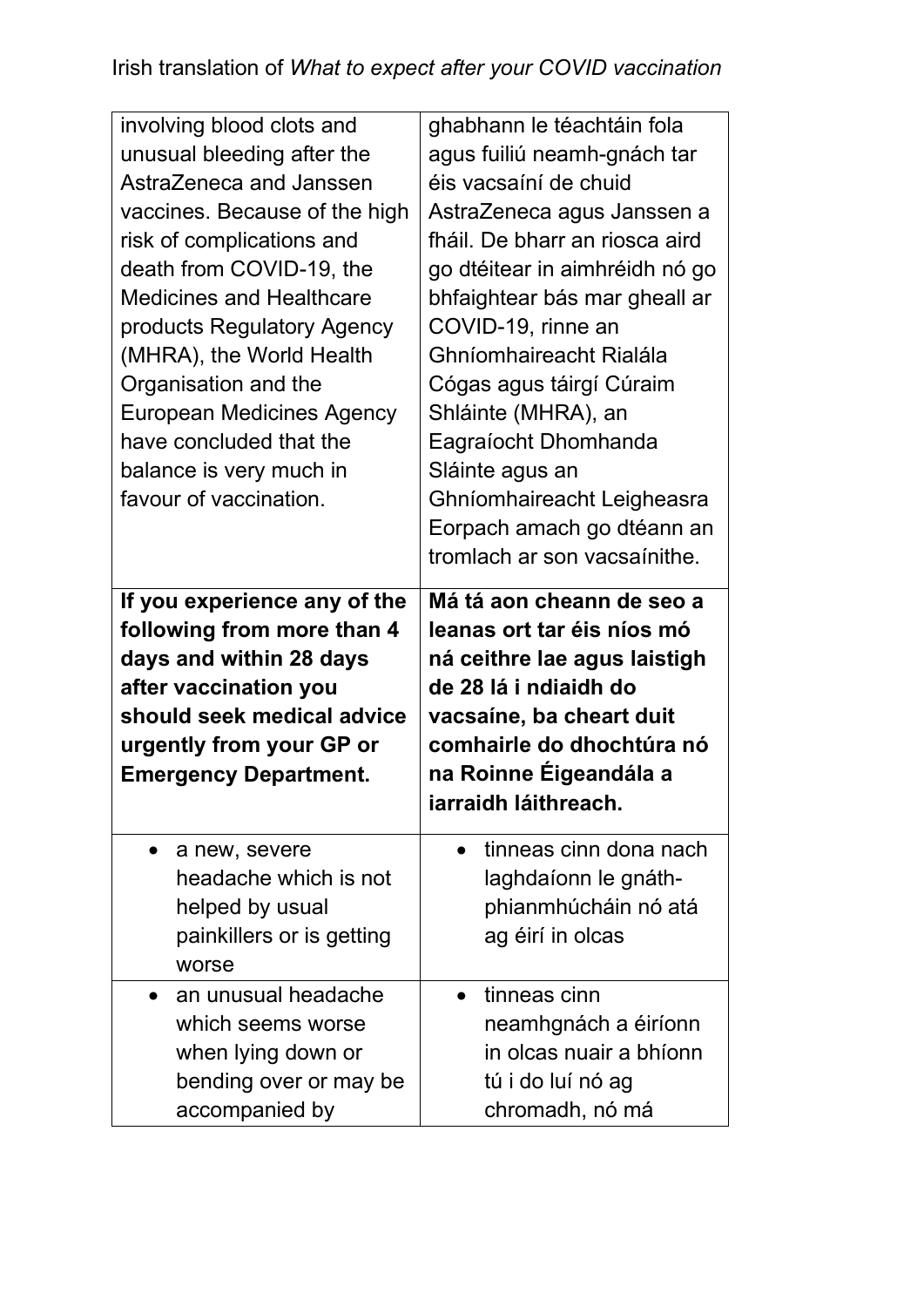| involving blood clots and unusual bleeding after the AstraZeneca and Janssen vaccines. Because of the high risk of complications and death from COVID-19, the Medicines and Healthcare products Regulatory Agency (MHRA), the World Health Organisation and the European Medicines Agency have concluded that the balance is very much in favour of vaccination. | ghabhann le téachtáin fola agus fuiliú neamh-gnách tar éis vacsaíní de chuid AstraZeneca agus Janssen a fháil. De bharr an riosca aird go dtéitear in aimhréidh nó go bhfaightear bás mar gheall ar COVID-19, rinne an Ghníomhaireacht Rialála Cógas agus táirgí Cúraim Shláinte (MHRA), an Eagraíocht Dhomhanda Sláinte agus an Ghníomhaireacht Leigheasra Eorpach amach go dtéann an tromlach ar son vacsaínithe. |
|---|---|
| **If you experience any of the following from more than 4 days and within 28 days after vaccination you should seek medical advice urgently from your GP or Emergency Department.** | **Má tá aon cheann de seo a leanas ort tar éis níos mó ná ceithre lae agus laistigh de 28 lá i ndiaidh do vacsaíne, ba cheart duit comhairle do dhochtúra nó na Roinne Éigeandála a iarraidh láithreach.** |
| • a new, severe headache which is not helped by usual painkillers or is getting worse | • tinneas cinn dona nach laghdaíonn le gnáth-phianmhúcháin nó atá ag éirí in olcas |
| • an unusual headache which seems worse when lying down or bending over or may be accompanied by | • tinneas cinn neamhgnách a éiríonn in olcas nuair a bhíonn tú i do luí nó ag chromadh, nó má |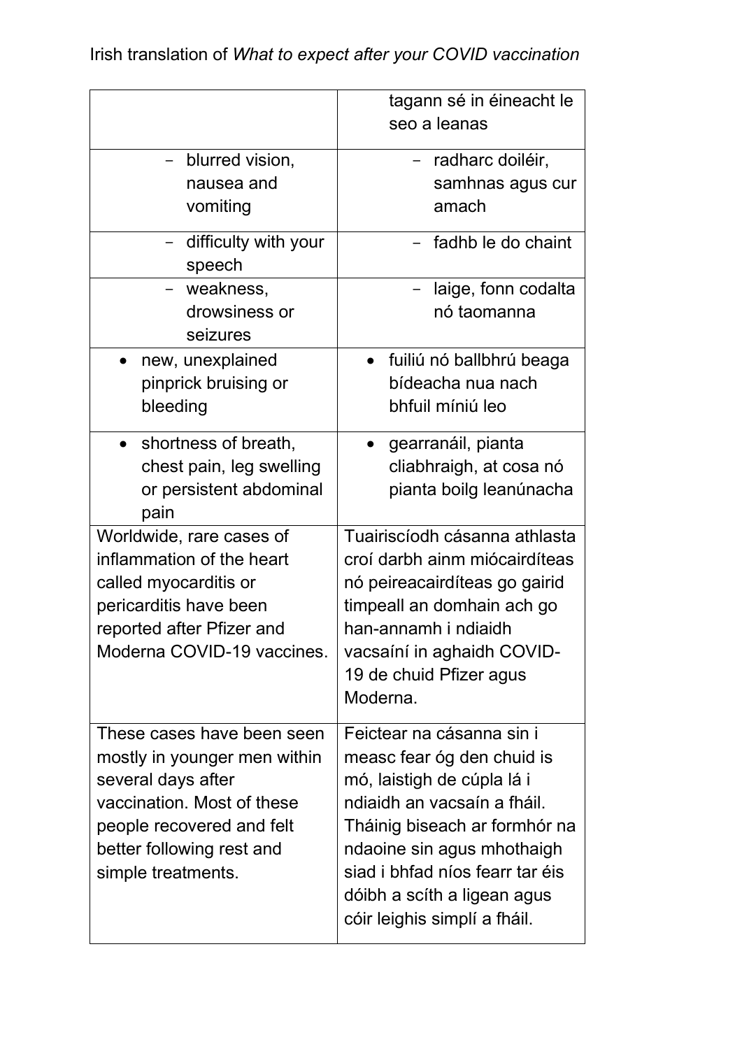Irish translation of *What to expect after your COVID vaccination*

| | |
|---|---|
| | tagann sé in éineacht le seo a leanas |
| - blurred vision, nausea and vomiting | - radharc doiléir, samhnas agus cur amach |
| - difficulty with your speech | - fadhb le do chaint |
| - weakness, drowsiness or seizures | - laige, fonn codalta nó taomanna |
| • new, unexplained pinprick bruising or bleeding | • fuiliú nó ballbhrú beaga bídeacha nua nach bhfuil míniú leo |
| • shortness of breath, chest pain, leg swelling or persistent abdominal pain | • gearranáil, pianta cliabhraigh, at cosa nó pianta boilg leanúnacha |
| Worldwide, rare cases of inflammation of the heart called myocarditis or pericarditis have been reported after Pfizer and Moderna COVID-19 vaccines. | Tuairiscíodh cásanna athlasta croí darbh ainm miócairdíteas nó peireacairdíteas go gairid timpeall an domhain ach go han-annamh i ndiaidh vacsaíní in aghaidh COVID-19 de chuid Pfizer agus Moderna. |
| These cases have been seen mostly in younger men within several days after vaccination. Most of these people recovered and felt better following rest and simple treatments. | Feictear na cásanna sin i measc fear óg den chuid is mó, laistigh de cúpla lá i ndiaidh an vacsaín a fháil. Tháinig biseach ar formhór na ndaoine sin agus mhothaigh siad i bhfad níos fearr tar éis dóibh a scíth a ligean agus cóir leighis simplí a fháil. |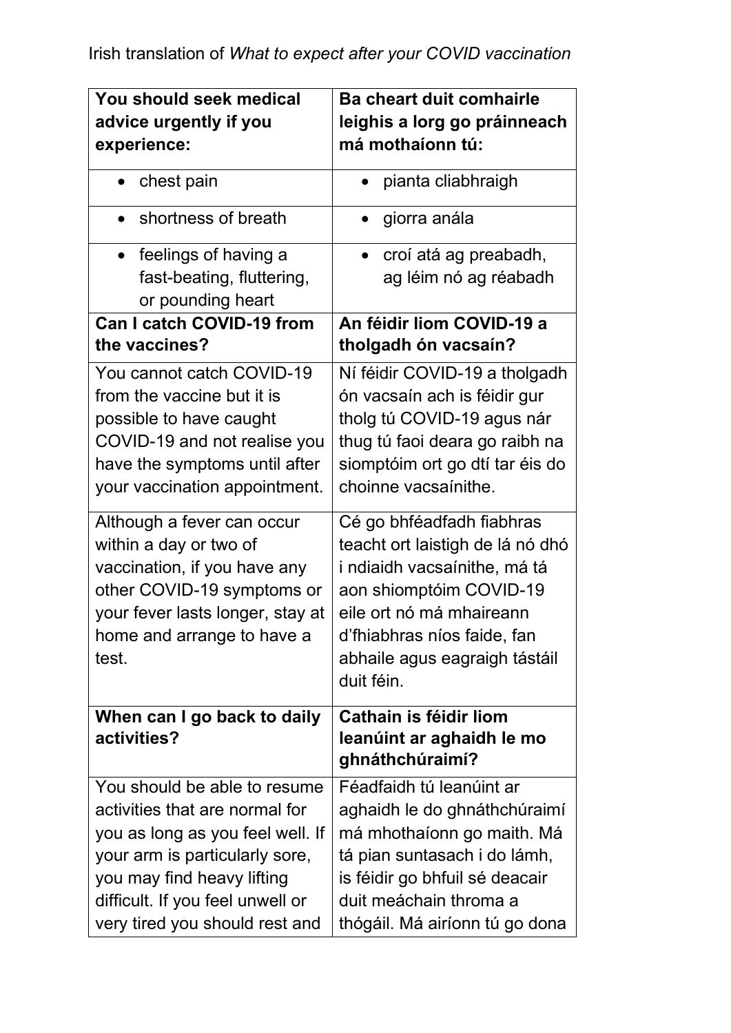Irish translation of *What to expect after your COVID vaccination*

| **You should seek medical advice urgently if you experience:** | **Ba cheart duit comhairle leighis a lorg go práinneach má mhothaíonn tú:** |
|---|---|
| • chest pain | • pianta cliabhraigh |
| • shortness of breath | • giorra anála |
| • feelings of having a fast-beating, fluttering, or pounding heart | • croí atá ag preabadh, ag léim nó ag réabadh |
| **Can I catch COVID-19 from the vaccines?** | **An féidir liom COVID-19 a tholgadh ón vacsaín?** |
| You cannot catch COVID-19 from the vaccine but it is possible to have caught COVID-19 and not realise you have the symptoms until after your vaccination appointment. | Ní féidir COVID-19 a tholgadh ón vacsaín ach is féidir gur tholg tú COVID-19 agus nár thug tú faoi deara go raibh na siomptóim ort go dtí tar éis do choinne vacsaínithe. |
| Although a fever can occur within a day or two of vaccination, if you have any other COVID-19 symptoms or your fever lasts longer, stay at home and arrange to have a test. | Cé go bhféadfadh fiabhras teacht ort laistigh de lá nó dhó i ndiaidh vacsaínithe, má tá aon shiomptóim COVID-19 eile ort nó má mhaireann d'fhiabhras níos faide, fan abhaile agus eagraigh tástáil duit féin. |
| **When can I go back to daily activities?** | **Cathain is féidir liom leanúint ar aghaidh le mo ghnáthchúraimí?** |
| You should be able to resume activities that are normal for you as long as you feel well. If your arm is particularly sore, you may find heavy lifting difficult. If you feel unwell or very tired you should rest and | Féadfaidh tú leanúint ar aghaidh le do ghnáthchúraimí má mhothaíonn go maith. Má tá pian suntasach i do lámh, is féidir go bhfuil sé deacair duit meáchain throma a thógáil. Má airíonn tú go dona |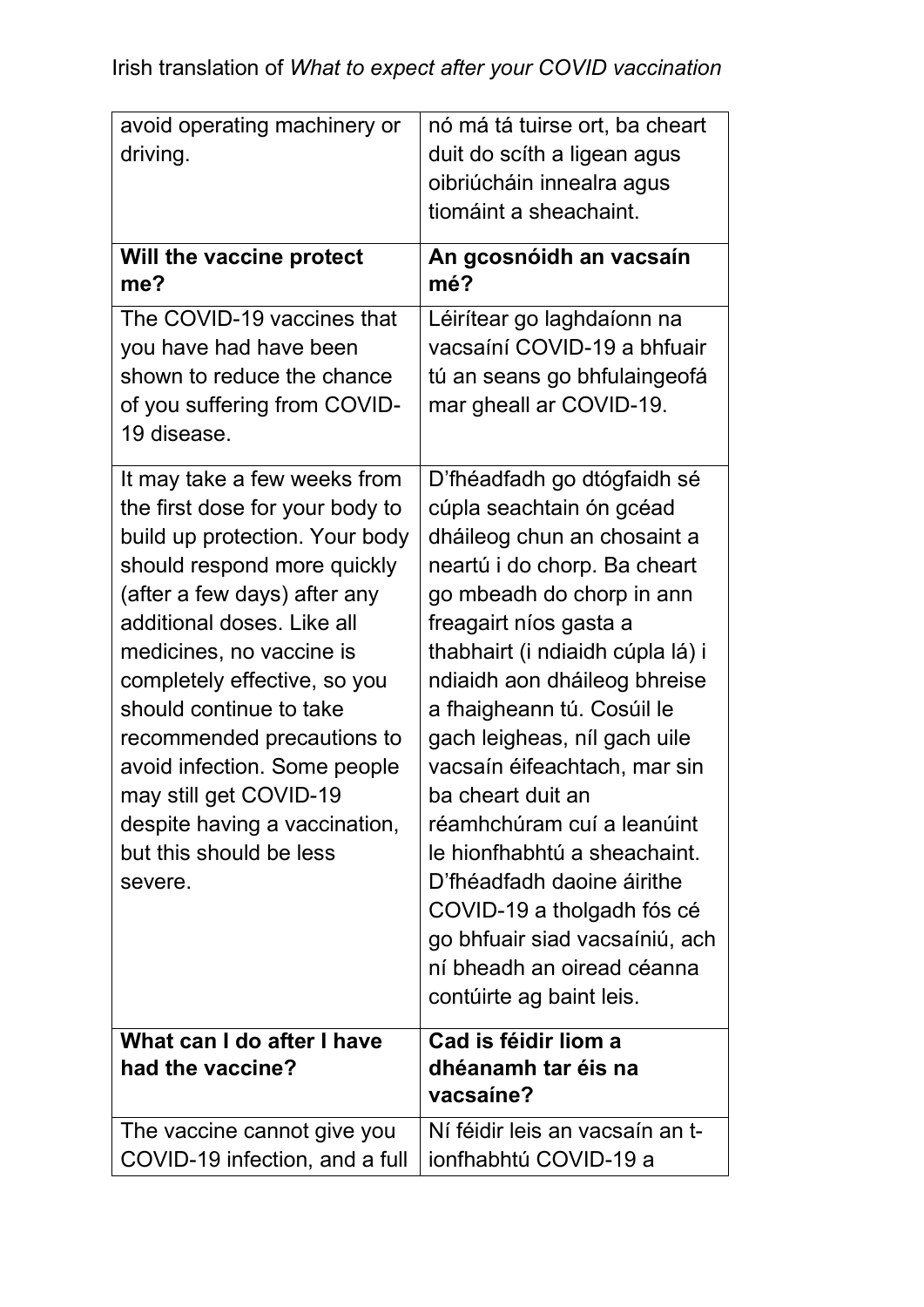| avoid operating machinery or driving. | nó má tá tuirse ort, ba cheart duit do scíth a ligean agus oibriúcháin innealra agus tiomáint a sheachaint. |
| --- | --- |
| **Will the vaccine protect me?** | **An gcosnóidh an vacsaín mé?** |
| The COVID-19 vaccines that you have had have been shown to reduce the chance of you suffering from COVID-19 disease. | Léirítear go laghdaíonn na vacsaíní COVID-19 a bhfuair tú an seans go bhfulaingeofá mar gheall ar COVID-19. |
| It may take a few weeks from the first dose for your body to build up protection. Your body should respond more quickly (after a few days) after any additional doses. Like all medicines, no vaccine is completely effective, so you should continue to take recommended precautions to avoid infection. Some people may still get COVID-19 despite having a vaccination, but this should be less severe. | D'fhéadfadh go dtógfaidh sé cúpla seachtain ón gcéad dháileog chun an chosaint a neartú i do chorp. Ba cheart go mbeadh do chorp in ann freagairt níos gasta a thabhairt (i ndiaidh cúpla lá) i ndiaidh aon dháileog bhreise a fhaigheann tú. Cosúil le gach leigheas, níl gach uile vacsaín éifeachtach, mar sin ba cheart duit an réamhchúram cuí a leanúint le hionfhabhtú a sheachaint. D'fhéadfadh daoine áirithe COVID-19 a tholgadh fós cé go bhfuair siad vacsaíniú, ach ní bheadh an oiread céanna contúirte ag baint leis. |
| **What can I do after I have had the vaccine?** | **Cad is féidir liom a dhéanamh tar éis na vacsaíne?** |
| The vaccine cannot give you COVID-19 infection, and a full | Ní féidir leis an vacsaín an t-ionfhabhtú COVID-19 a |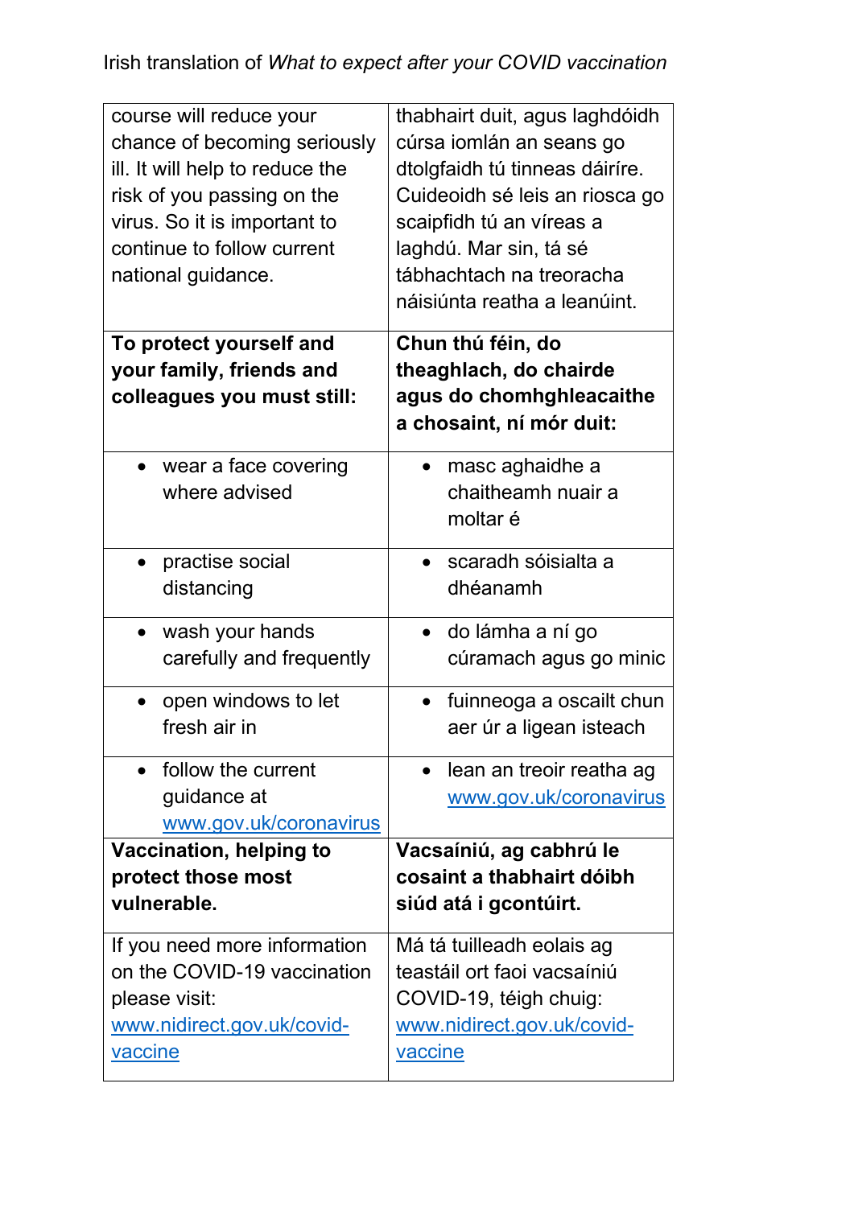Irish translation of *What to expect after your COVID vaccination*

| | |
|---|---|
| course will reduce your chance of becoming seriously ill. It will help to reduce the risk of you passing on the virus. So it is important to continue to follow current national guidance. | thabhairt duit, agus laghdóidh cúrsa iomlán an seans go dtolgfaidh tú tinneas dáiríre. Cuideoidh sé leis an riosca go scaipfidh tú an víreas a laghdú. Mar sin, tá sé tábhachtach na treoracha náisiúnta reatha a leanúint. |
| **To protect yourself and your family, friends and colleagues you must still:** | **Chun thú féin, do theaghlach, do chairde agus do chomhghleacaithe a chosaint, ní mór duit:** |
| • wear a face covering where advised | • masc aghaidhe a chaitheamh nuair a moltar é |
| • practise social distancing | • scaradh sóisialta a dhéanamh |
| • wash your hands carefully and frequently | • do lámha a ní go cúramach agus go minic |
| • open windows to let fresh air in | • fuinneoga a oscailt chun aer úr a ligean isteach |
| • follow the current guidance at [www.gov.uk/coronavirus](http://www.gov.uk/coronavirus) | • lean an treoir reatha ag [www.gov.uk/coronavirus](http://www.gov.uk/coronavirus) |
| **Vaccination, helping to protect those most vulnerable.** | **Vacsaíniú, ag cabhrú le cosaint a thabhairt dóibh siúd atá i gcontúirt.** |
| If you need more information on the COVID-19 vaccination please visit: [www.nidirect.gov.uk/covid-vaccine](http://www.nidirect.gov.uk/covid-vaccine) | Má tá tuilleadh eolais ag teastáil ort faoi vacsaíniú COVID-19, téigh chuig: [www.nidirect.gov.uk/covid-vaccine](http://www.nidirect.gov.uk/covid-vaccine) |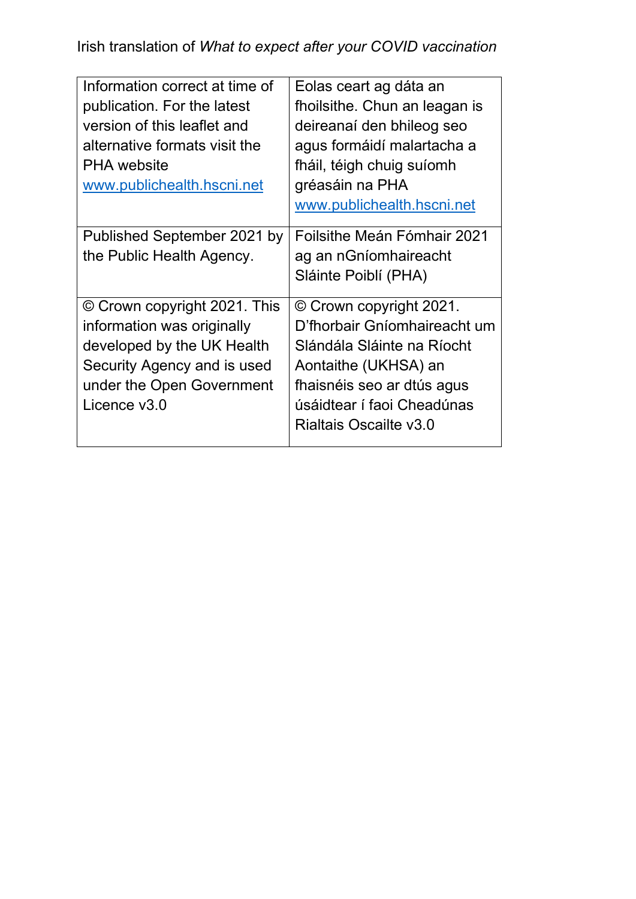Irish translation of *What to expect after your COVID vaccination*

| | |
|---|---|
| Information correct at time of publication. For the latest version of this leaflet and alternative formats visit the PHA website www.publichealth.hscni.net | Eolas ceart ag dáta an fhoilsithe. Chun an leagan is deireanaí den bhileog seo agus formáidí malartacha a fháil, téigh chuig suíomh gréasáin na PHA www.publichealth.hscni.net |
| Published September 2021 by the Public Health Agency. | Foilsithe Meán Fómhair 2021 ag an nGníomhaireacht Sláinte Poiblí (PHA) |
| © Crown copyright 2021. This information was originally developed by the UK Health Security Agency and is used under the Open Government Licence v3.0 | © Crown copyright 2021. D'fhorbair Gníomhaireacht um Slándála Sláinte na Ríocht Aontaithe (UKHSA) an fhaisnéis seo ar dtús agus úsáidtear í faoi Cheadúnas Rialtais Oscailte v3.0 |